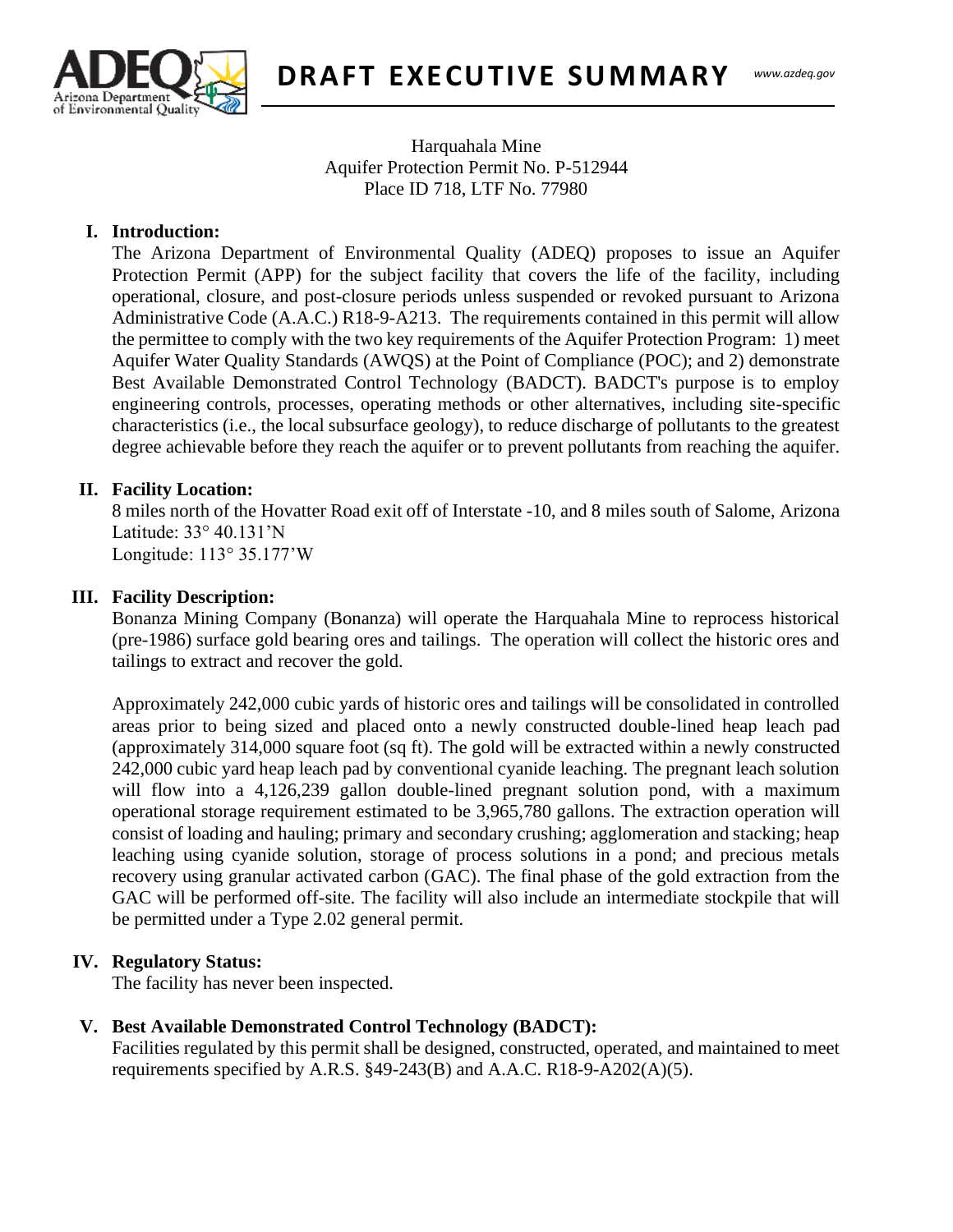# DRAFT EXECUTIVE SUMMARY

Harquahala Mine
Aquifer Protection Permit No. P-512944
Place ID 718, LTF No. 77980

## I. Introduction:

The Arizona Department of Environmental Quality (ADEQ) proposes to issue an Aquifer Protection Permit (APP) for the subject facility that covers the life of the facility, including operational, closure, and post-closure periods unless suspended or revoked pursuant to Arizona Administrative Code (A.A.C.) R18-9-A213. The requirements contained in this permit will allow the permittee to comply with the two key requirements of the Aquifer Protection Program: 1) meet Aquifer Water Quality Standards (AWQS) at the Point of Compliance (POC); and 2) demonstrate Best Available Demonstrated Control Technology (BADCT). BADCT's purpose is to employ engineering controls, processes, operating methods or other alternatives, including site-specific characteristics (i.e., the local subsurface geology), to reduce discharge of pollutants to the greatest degree achievable before they reach the aquifer or to prevent pollutants from reaching the aquifer.

## II. Facility Location:

8 miles north of the Hovatter Road exit off of Interstate -10, and 8 miles south of Salome, Arizona
Latitude: 33° 40.131'N
Longitude: 113° 35.177'W

## III. Facility Description:

Bonanza Mining Company (Bonanza) will operate the Harquahala Mine to reprocess historical (pre-1986) surface gold bearing ores and tailings. The operation will collect the historic ores and tailings to extract and recover the gold.

Approximately 242,000 cubic yards of historic ores and tailings will be consolidated in controlled areas prior to being sized and placed onto a newly constructed double-lined heap leach pad (approximately 314,000 square foot (sq ft). The gold will be extracted within a newly constructed 242,000 cubic yard heap leach pad by conventional cyanide leaching. The pregnant leach solution will flow into a 4,126,239 gallon double-lined pregnant solution pond, with a maximum operational storage requirement estimated to be 3,965,780 gallons. The extraction operation will consist of loading and hauling; primary and secondary crushing; agglomeration and stacking; heap leaching using cyanide solution, storage of process solutions in a pond; and precious metals recovery using granular activated carbon (GAC). The final phase of the gold extraction from the GAC will be performed off-site. The facility will also include an intermediate stockpile that will be permitted under a Type 2.02 general permit.

## IV. Regulatory Status:

The facility has never been inspected.

## V. Best Available Demonstrated Control Technology (BADCT):

Facilities regulated by this permit shall be designed, constructed, operated, and maintained to meet requirements specified by A.R.S. §49-243(B) and A.A.C. R18-9-A202(A)(5).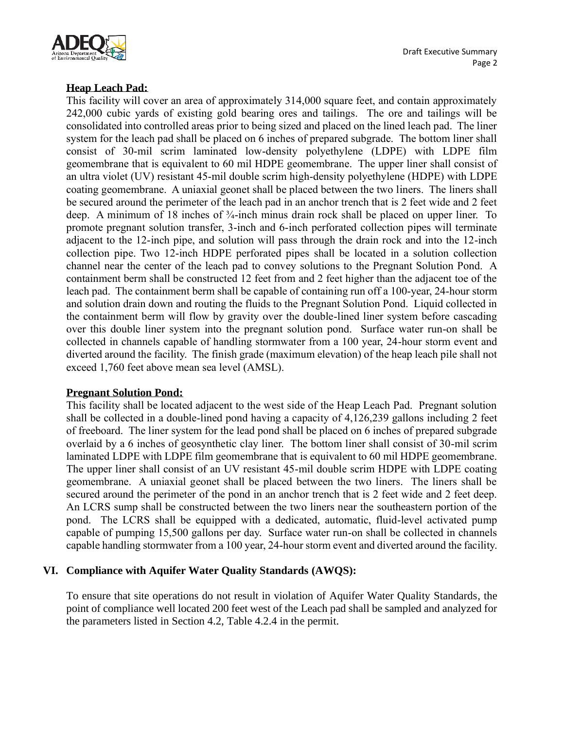**Heap Leach Pad:**

This facility will cover an area of approximately 314,000 square feet, and contain approximately 242,000 cubic yards of existing gold bearing ores and tailings. The ore and tailings will be consolidated into controlled areas prior to being sized and placed on the lined leach pad. The liner system for the leach pad shall be placed on 6 inches of prepared subgrade. The bottom liner shall consist of 30-mil scrim laminated low-density polyethylene (LDPE) with LDPE film geomembrane that is equivalent to 60 mil HDPE geomembrane. The upper liner shall consist of an ultra violet (UV) resistant 45-mil double scrim high-density polyethylene (HDPE) with LDPE coating geomembrane. A uniaxial geonet shall be placed between the two liners. The liners shall be secured around the perimeter of the leach pad in an anchor trench that is 2 feet wide and 2 feet deep. A minimum of 18 inches of ¾-inch minus drain rock shall be placed on upper liner. To promote pregnant solution transfer, 3-inch and 6-inch perforated collection pipes will terminate adjacent to the 12-inch pipe, and solution will pass through the drain rock and into the 12-inch collection pipe. Two 12-inch HDPE perforated pipes shall be located in a solution collection channel near the center of the leach pad to convey solutions to the Pregnant Solution Pond. A containment berm shall be constructed 12 feet from and 2 feet higher than the adjacent toe of the leach pad. The containment berm shall be capable of containing run off a 100-year, 24-hour storm and solution drain down and routing the fluids to the Pregnant Solution Pond. Liquid collected in the containment berm will flow by gravity over the double-lined liner system before cascading over this double liner system into the pregnant solution pond. Surface water run-on shall be collected in channels capable of handling stormwater from a 100 year, 24-hour storm event and diverted around the facility. The finish grade (maximum elevation) of the heap leach pile shall not exceed 1,760 feet above mean sea level (AMSL).

**Pregnant Solution Pond:**

This facility shall be located adjacent to the west side of the Heap Leach Pad. Pregnant solution shall be collected in a double-lined pond having a capacity of 4,126,239 gallons including 2 feet of freeboard. The liner system for the lead pond shall be placed on 6 inches of prepared subgrade overlaid by a 6 inches of geosynthetic clay liner. The bottom liner shall consist of 30-mil scrim laminated LDPE with LDPE film geomembrane that is equivalent to 60 mil HDPE geomembrane. The upper liner shall consist of an UV resistant 45-mil double scrim HDPE with LDPE coating geomembrane. A uniaxial geonet shall be placed between the two liners. The liners shall be secured around the perimeter of the pond in an anchor trench that is 2 feet wide and 2 feet deep. An LCRS sump shall be constructed between the two liners near the southeastern portion of the pond. The LCRS shall be equipped with a dedicated, automatic, fluid-level activated pump capable of pumping 15,500 gallons per day. Surface water run-on shall be collected in channels capable handling stormwater from a 100 year, 24-hour storm event and diverted around the facility.

## VI. Compliance with Aquifer Water Quality Standards (AWQS):

To ensure that site operations do not result in violation of Aquifer Water Quality Standards, the point of compliance well located 200 feet west of the Leach pad shall be sampled and analyzed for the parameters listed in Section 4.2, Table 4.2.4 in the permit.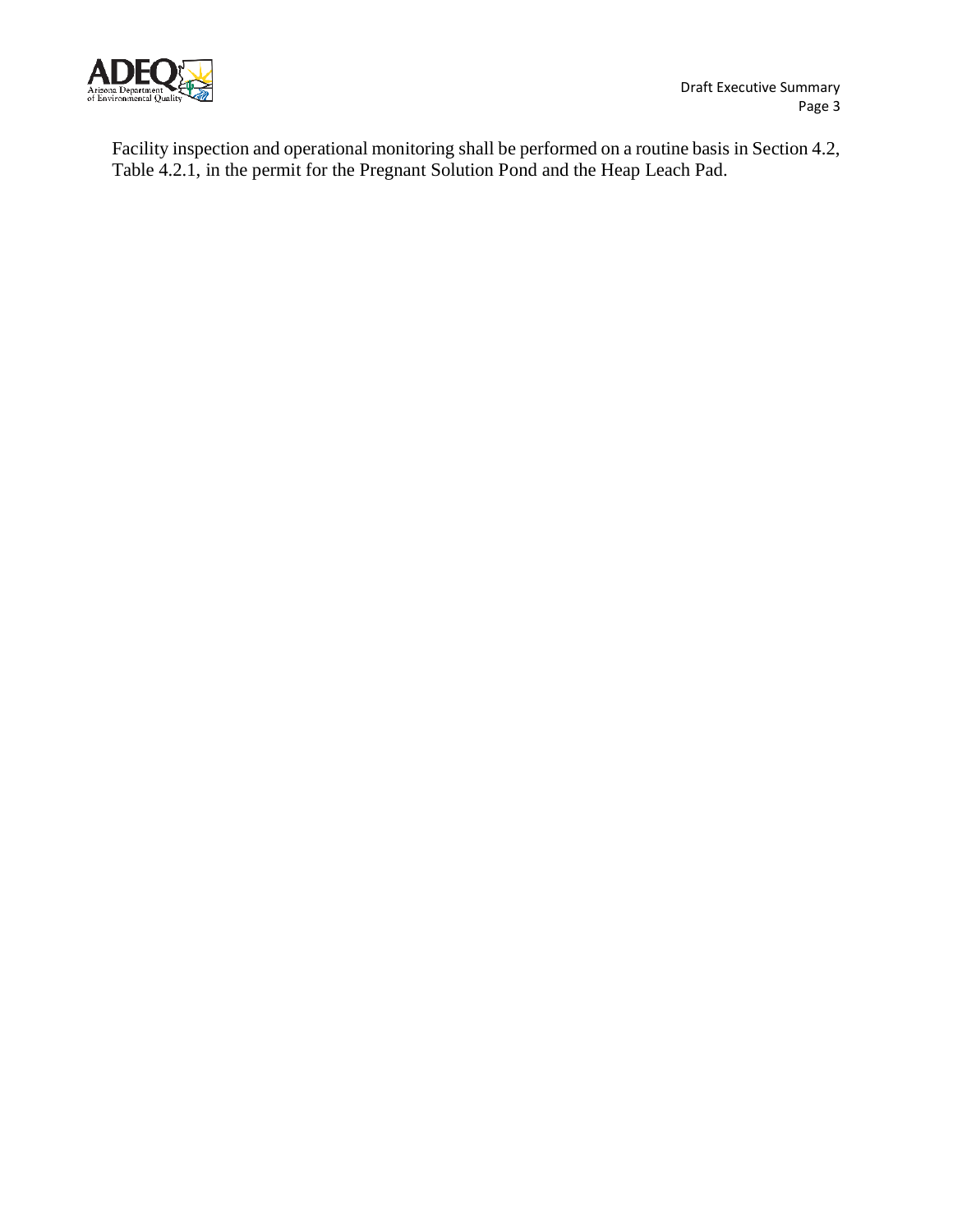Facility inspection and operational monitoring shall be performed on a routine basis in Section 4.2, Table 4.2.1, in the permit for the Pregnant Solution Pond and the Heap Leach Pad.